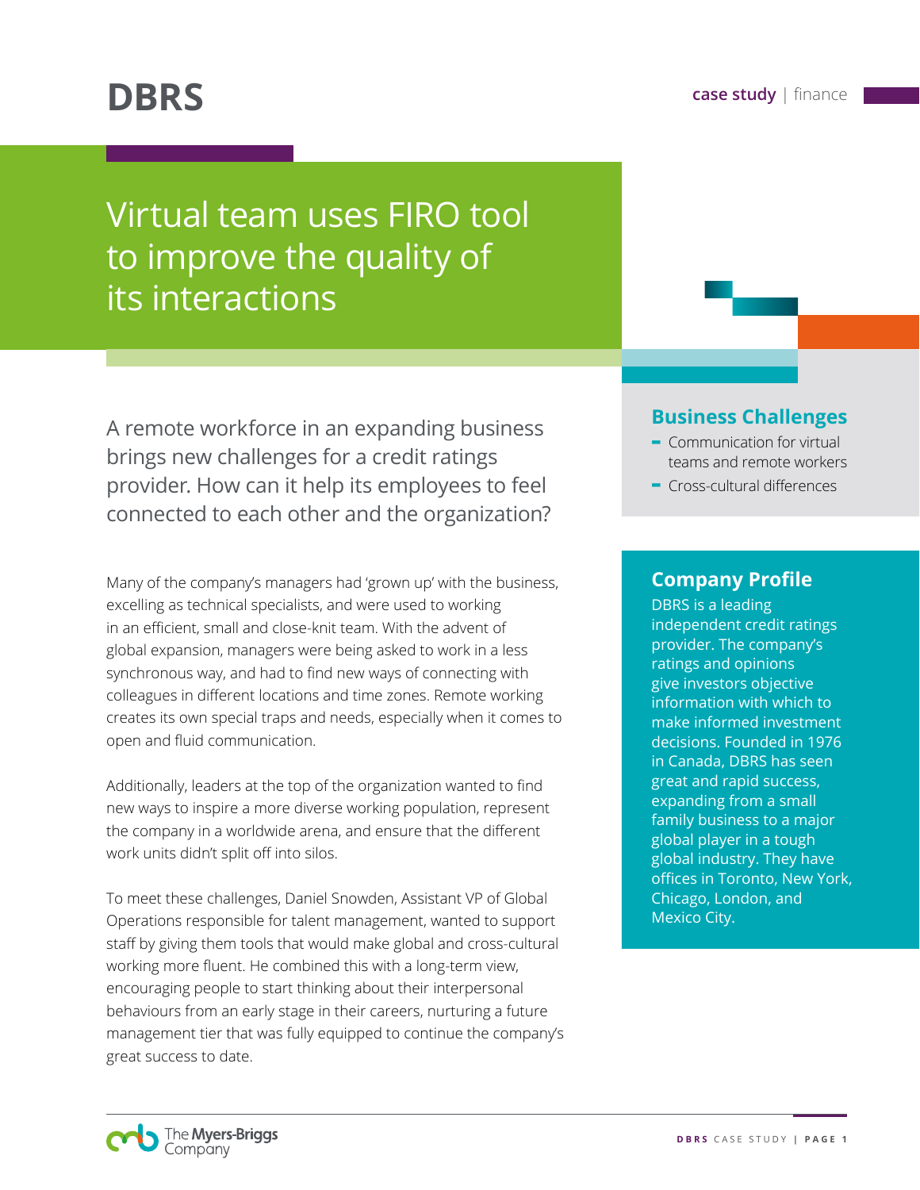# DBRS

**case study** | finance

## Virtual team uses FIRO tool to improve the quality of its interactions

A remote workforce in an expanding business brings new challenges for a credit ratings provider. How can it help its employees to feel connected to each other and the organization?

### Business Challenges

- Communication for virtual teams and remote workers
- Cross-cultural differences

### Company Profile

DBRS is a leading independent credit ratings provider. The company's ratings and opinions give investors objective information with which to make informed investment decisions. Founded in 1976 in Canada, DBRS has seen great and rapid success, expanding from a small family business to a major global player in a tough global industry. They have offices in Toronto, New York, Chicago, London, and Mexico City.

Many of the company's managers had 'grown up' with the business, excelling as technical specialists, and were used to working in an efficient, small and close-knit team. With the advent of global expansion, managers were being asked to work in a less synchronous way, and had to find new ways of connecting with colleagues in different locations and time zones. Remote working creates its own special traps and needs, especially when it comes to open and fluid communication.

Additionally, leaders at the top of the organization wanted to find new ways to inspire a more diverse working population, represent the company in a worldwide arena, and ensure that the different work units didn't split off into silos.

To meet these challenges, Daniel Snowden, Assistant VP of Global Operations responsible for talent management, wanted to support staff by giving them tools that would make global and cross-cultural working more fluent. He combined this with a long-term view, encouraging people to start thinking about their interpersonal behaviours from an early stage in their careers, nurturing a future management tier that was fully equipped to continue the company's great success to date.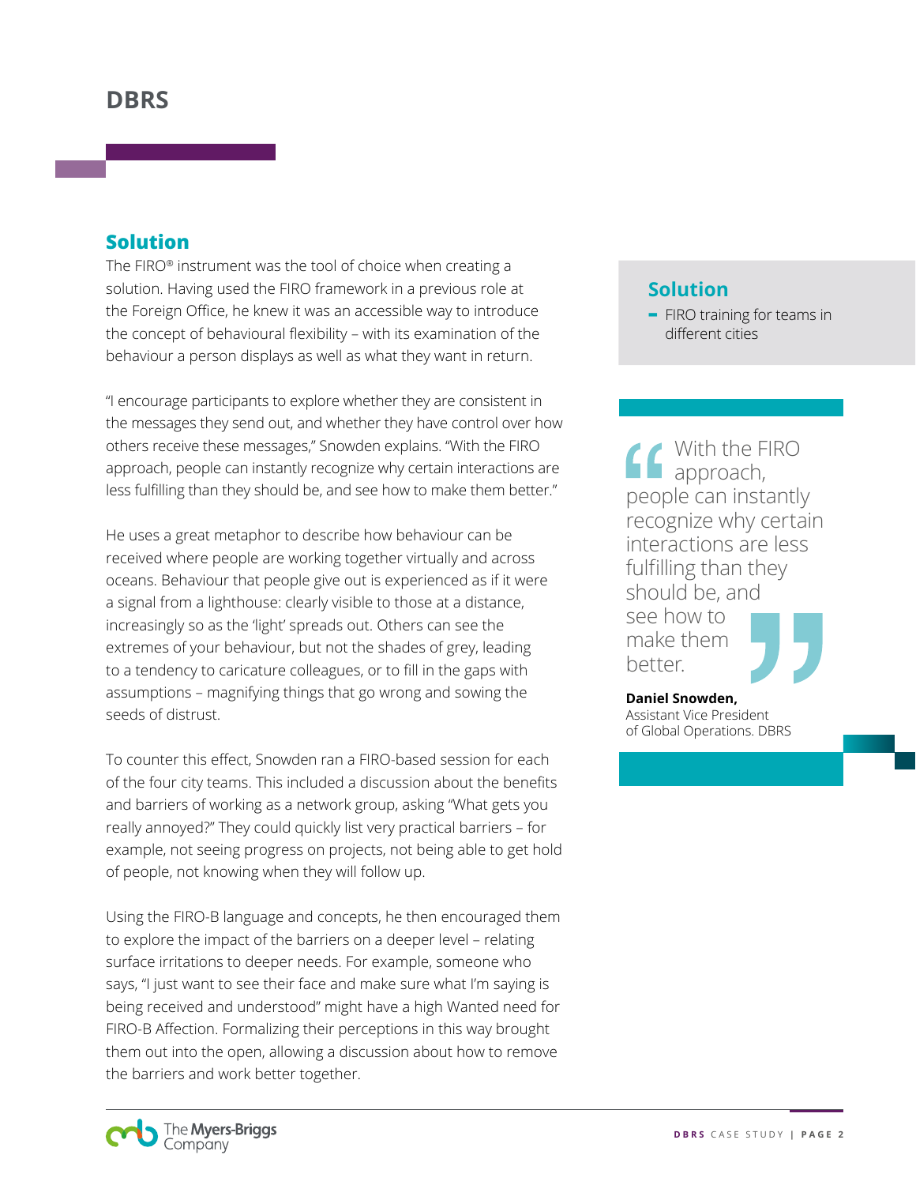# DBRS

## Solution

The FIRO® instrument was the tool of choice when creating a solution. Having used the FIRO framework in a previous role at the Foreign Office, he knew it was an accessible way to introduce the concept of behavioural flexibility – with its examination of the behaviour a person displays as well as what they want in return.

"I encourage participants to explore whether they are consistent in the messages they send out, and whether they have control over how others receive these messages," Snowden explains. "With the FIRO approach, people can instantly recognize why certain interactions are less fulfilling than they should be, and see how to make them better."

He uses a great metaphor to describe how behaviour can be received where people are working together virtually and across oceans. Behaviour that people give out is experienced as if it were a signal from a lighthouse: clearly visible to those at a distance, increasingly so as the 'light' spreads out. Others can see the extremes of your behaviour, but not the shades of grey, leading to a tendency to caricature colleagues, or to fill in the gaps with assumptions – magnifying things that go wrong and sowing the seeds of distrust.

To counter this effect, Snowden ran a FIRO-based session for each of the four city teams. This included a discussion about the benefits and barriers of working as a network group, asking "What gets you really annoyed?" They could quickly list very practical barriers – for example, not seeing progress on projects, not being able to get hold of people, not knowing when they will follow up.

Using the FIRO-B language and concepts, he then encouraged them to explore the impact of the barriers on a deeper level – relating surface irritations to deeper needs. For example, someone who says, "I just want to see their face and make sure what I'm saying is being received and understood" might have a high Wanted need for FIRO-B Affection. Formalizing their perceptions in this way brought them out into the open, allowing a discussion about how to remove the barriers and work better together.

### Solution

- FIRO training for teams in different cities

> "With the FIRO approach, people can instantly recognize why certain interactions are less fulfilling than they should be, and see how to make them better."
>
> **Daniel Snowden,**
> Assistant Vice President of Global Operations. DBRS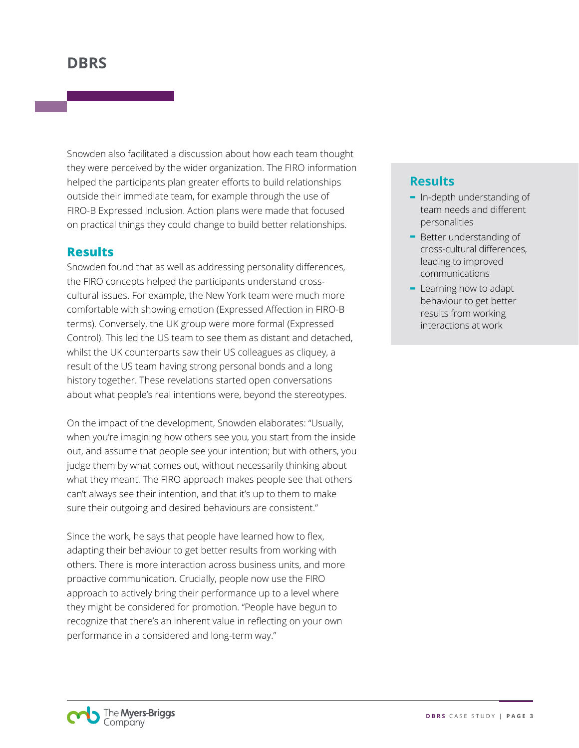Snowden also facilitated a discussion about how each team thought they were perceived by the wider organization. The FIRO information helped the participants plan greater efforts to build relationships outside their immediate team, for example through the use of FIRO-B Expressed Inclusion. Action plans were made that focused on practical things they could change to build better relationships.

## Results

Snowden found that as well as addressing personality differences, the FIRO concepts helped the participants understand cross-cultural issues. For example, the New York team were much more comfortable with showing emotion (Expressed Affection in FIRO-B terms). Conversely, the UK group were more formal (Expressed Control). This led the US team to see them as distant and detached, whilst the UK counterparts saw their US colleagues as cliquey, a result of the US team having strong personal bonds and a long history together. These revelations started open conversations about what people's real intentions were, beyond the stereotypes.

On the impact of the development, Snowden elaborates: "Usually, when you're imagining how others see you, you start from the inside out, and assume that people see your intention; but with others, you judge them by what comes out, without necessarily thinking about what they meant. The FIRO approach makes people see that others can't always see their intention, and that it's up to them to make sure their outgoing and desired behaviours are consistent."

Since the work, he says that people have learned how to flex, adapting their behaviour to get better results from working with others. There is more interaction across business units, and more proactive communication. Crucially, people now use the FIRO approach to actively bring their performance up to a level where they might be considered for promotion. "People have begun to recognize that there's an inherent value in reflecting on your own performance in a considered and long-term way."

## Results

- In-depth understanding of team needs and different personalities
- Better understanding of cross-cultural differences, leading to improved communications
- Learning how to adapt behaviour to get better results from working interactions at work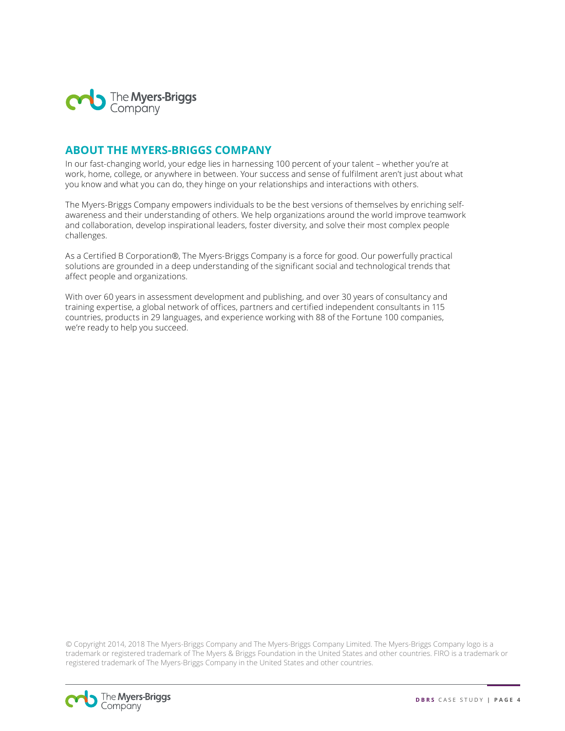## ABOUT THE MYERS-BRIGGS COMPANY

In our fast-changing world, your edge lies in harnessing 100 percent of your talent – whether you're at work, home, college, or anywhere in between. Your success and sense of fulfilment aren't just about what you know and what you can do, they hinge on your relationships and interactions with others.

The Myers-Briggs Company empowers individuals to be the best versions of themselves by enriching self-awareness and their understanding of others. We help organizations around the world improve teamwork and collaboration, develop inspirational leaders, foster diversity, and solve their most complex people challenges.

As a Certified B Corporation®, The Myers-Briggs Company is a force for good. Our powerfully practical solutions are grounded in a deep understanding of the significant social and technological trends that affect people and organizations.

With over 60 years in assessment development and publishing, and over 30 years of consultancy and training expertise, a global network of offices, partners and certified independent consultants in 115 countries, products in 29 languages, and experience working with 88 of the Fortune 100 companies, we're ready to help you succeed.

© Copyright 2014, 2018 The Myers-Briggs Company and The Myers-Briggs Company Limited. The Myers-Briggs Company logo is a trademark or registered trademark of The Myers & Briggs Foundation in the United States and other countries. FIRO is a trademark or registered trademark of The Myers-Briggs Company in the United States and other countries.